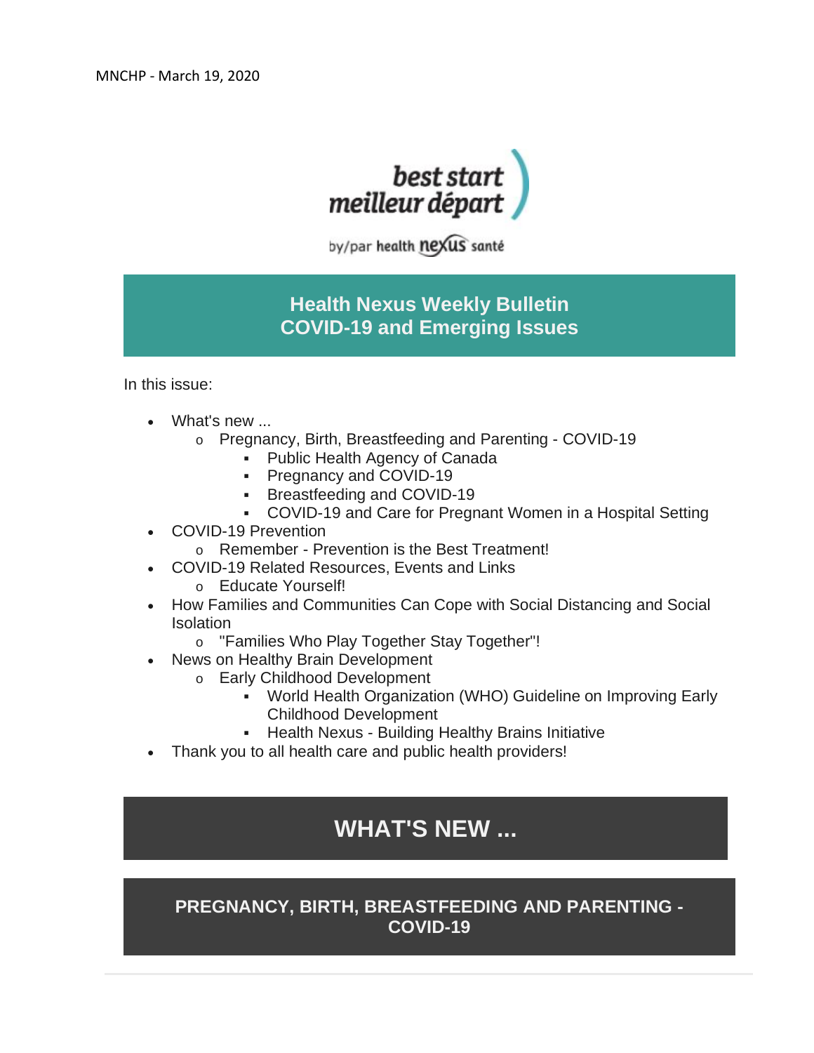MNCHP - March 19, 2020

best start
meilleur départ

by/par health nexus santé

## Health Nexus Weekly Bulletin
## COVID-19 and Emerging Issues

In this issue:

- What's new ...
  - Pregnancy, Birth, Breastfeeding and Parenting - COVID-19
    - Public Health Agency of Canada
    - Pregnancy and COVID-19
    - Breastfeeding and COVID-19
    - COVID-19 and Care for Pregnant Women in a Hospital Setting
- COVID-19 Prevention
  - Remember - Prevention is the Best Treatment!
- COVID-19 Related Resources, Events and Links
  - Educate Yourself!
- How Families and Communities Can Cope with Social Distancing and Social Isolation
  - "Families Who Play Together Stay Together"!
- News on Healthy Brain Development
  - Early Childhood Development
    - World Health Organization (WHO) Guideline on Improving Early Childhood Development
    - Health Nexus - Building Healthy Brains Initiative
- Thank you to all health care and public health providers!

# WHAT'S NEW ...

## PREGNANCY, BIRTH, BREASTFEEDING AND PARENTING - COVID-19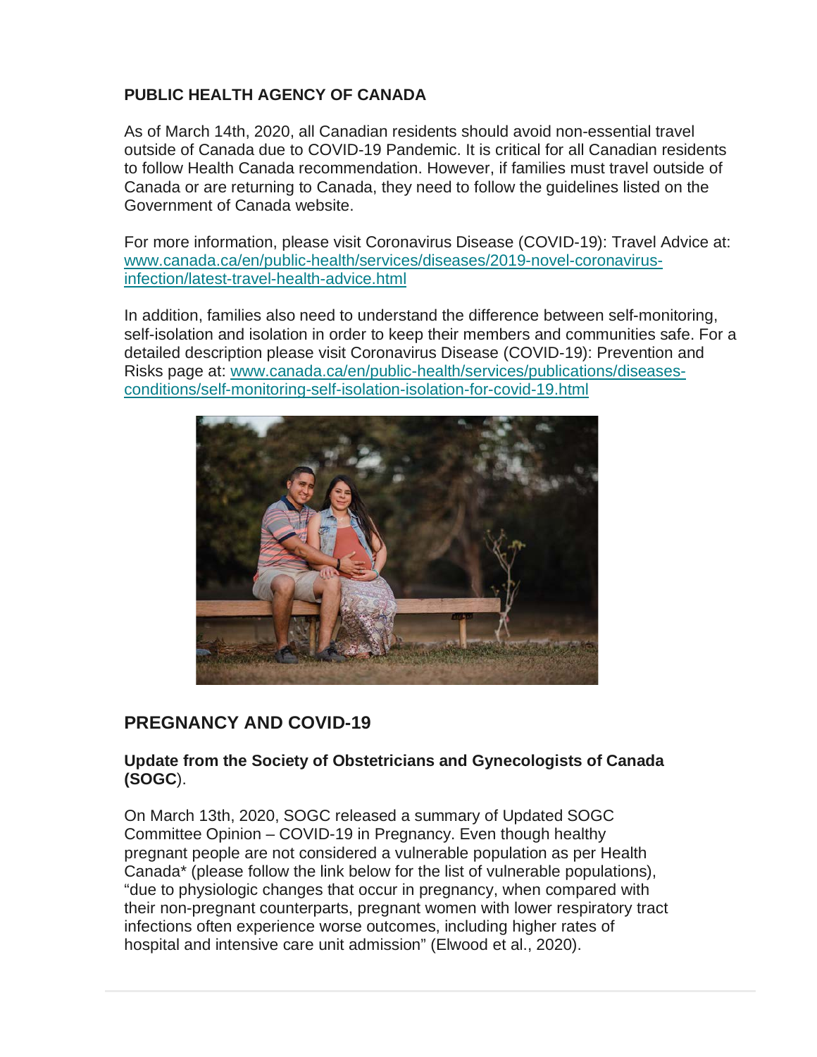**PUBLIC HEALTH AGENCY OF CANADA**

As of March 14th, 2020, all Canadian residents should avoid non-essential travel outside of Canada due to COVID-19 Pandemic. It is critical for all Canadian residents to follow Health Canada recommendation. However, if families must travel outside of Canada or are returning to Canada, they need to follow the guidelines listed on the Government of Canada website.

For more information, please visit Coronavirus Disease (COVID-19): Travel Advice at: [www.canada.ca/en/public-health/services/diseases/2019-novel-coronavirus-infection/latest-travel-health-advice.html](www.canada.ca/en/public-health/services/diseases/2019-novel-coronavirus-infection/latest-travel-health-advice.html)

In addition, families also need to understand the difference between self-monitoring, self-isolation and isolation in order to keep their members and communities safe. For a detailed description please visit Coronavirus Disease (COVID-19): Prevention and Risks page at: [www.canada.ca/en/public-health/services/publications/diseases-conditions/self-monitoring-self-isolation-isolation-for-covid-19.html](www.canada.ca/en/public-health/services/publications/diseases-conditions/self-monitoring-self-isolation-isolation-for-covid-19.html)

## PREGNANCY AND COVID-19

**Update from the Society of Obstetricians and Gynecologists of Canada (SOGC**).

On March 13th, 2020, SOGC released a summary of Updated SOGC Committee Opinion – COVID-19 in Pregnancy. Even though healthy pregnant people are not considered a vulnerable population as per Health Canada* (please follow the link below for the list of vulnerable populations), "due to physiologic changes that occur in pregnancy, when compared with their non-pregnant counterparts, pregnant women with lower respiratory tract infections often experience worse outcomes, including higher rates of hospital and intensive care unit admission" (Elwood et al., 2020).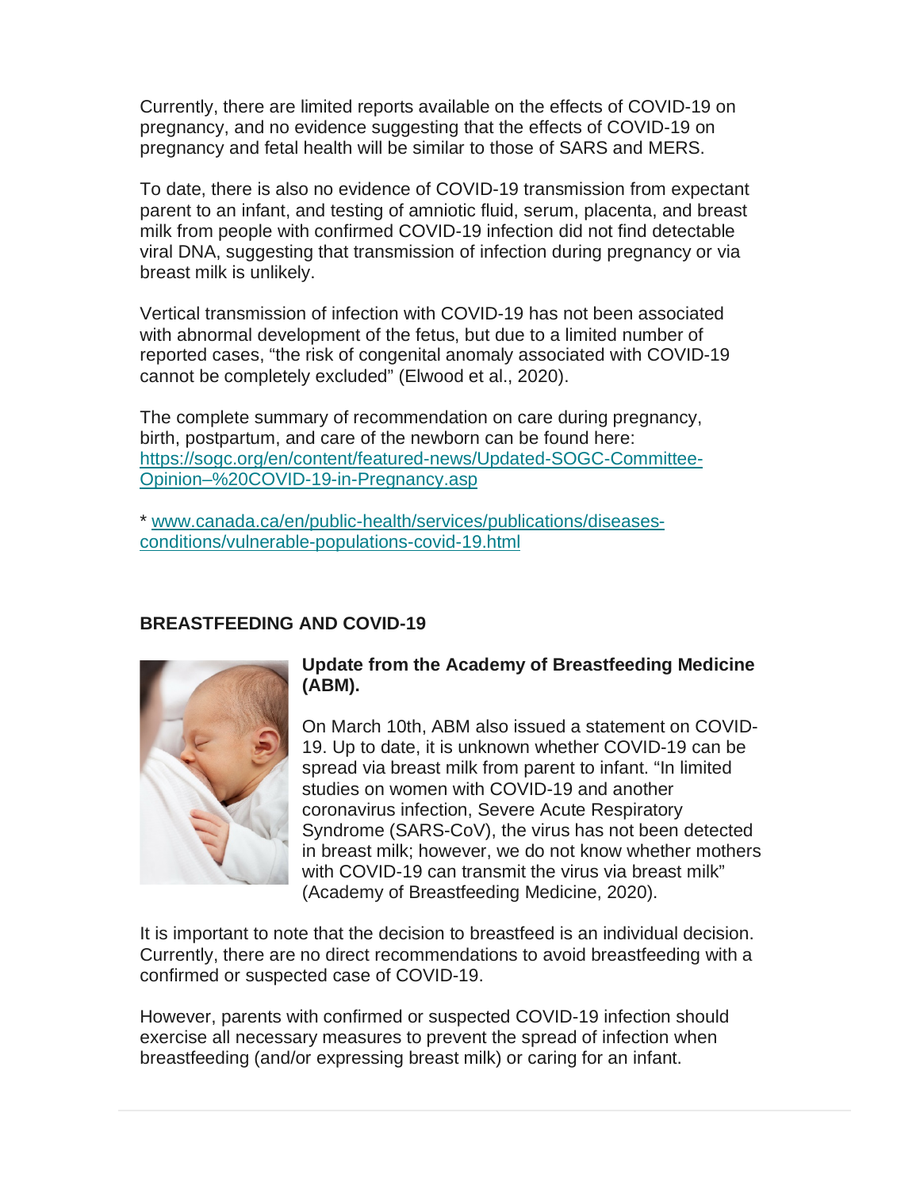Currently, there are limited reports available on the effects of COVID-19 on pregnancy, and no evidence suggesting that the effects of COVID-19 on pregnancy and fetal health will be similar to those of SARS and MERS.

To date, there is also no evidence of COVID-19 transmission from expectant parent to an infant, and testing of amniotic fluid, serum, placenta, and breast milk from people with confirmed COVID-19 infection did not find detectable viral DNA, suggesting that transmission of infection during pregnancy or via breast milk is unlikely.

Vertical transmission of infection with COVID-19 has not been associated with abnormal development of the fetus, but due to a limited number of reported cases, "the risk of congenital anomaly associated with COVID-19 cannot be completely excluded" (Elwood et al., 2020).

The complete summary of recommendation on care during pregnancy, birth, postpartum, and care of the newborn can be found here: [https://sogc.org/en/content/featured-news/Updated-SOGC-Committee-Opinion–%20COVID-19-in-Pregnancy.asp](https://sogc.org/en/content/featured-news/Updated-SOGC-Committee-Opinion–%20COVID-19-in-Pregnancy.asp)

* [www.canada.ca/en/public-health/services/publications/diseases-conditions/vulnerable-populations-covid-19.html](www.canada.ca/en/public-health/services/publications/diseases-conditions/vulnerable-populations-covid-19.html)

## BREASTFEEDING AND COVID-19

### Update from the Academy of Breastfeeding Medicine (ABM).

On March 10th, ABM also issued a statement on COVID-19. Up to date, it is unknown whether COVID-19 can be spread via breast milk from parent to infant. "In limited studies on women with COVID-19 and another coronavirus infection, Severe Acute Respiratory Syndrome (SARS-CoV), the virus has not been detected in breast milk; however, we do not know whether mothers with COVID-19 can transmit the virus via breast milk" (Academy of Breastfeeding Medicine, 2020).

It is important to note that the decision to breastfeed is an individual decision. Currently, there are no direct recommendations to avoid breastfeeding with a confirmed or suspected case of COVID-19.

However, parents with confirmed or suspected COVID-19 infection should exercise all necessary measures to prevent the spread of infection when breastfeeding (and/or expressing breast milk) or caring for an infant.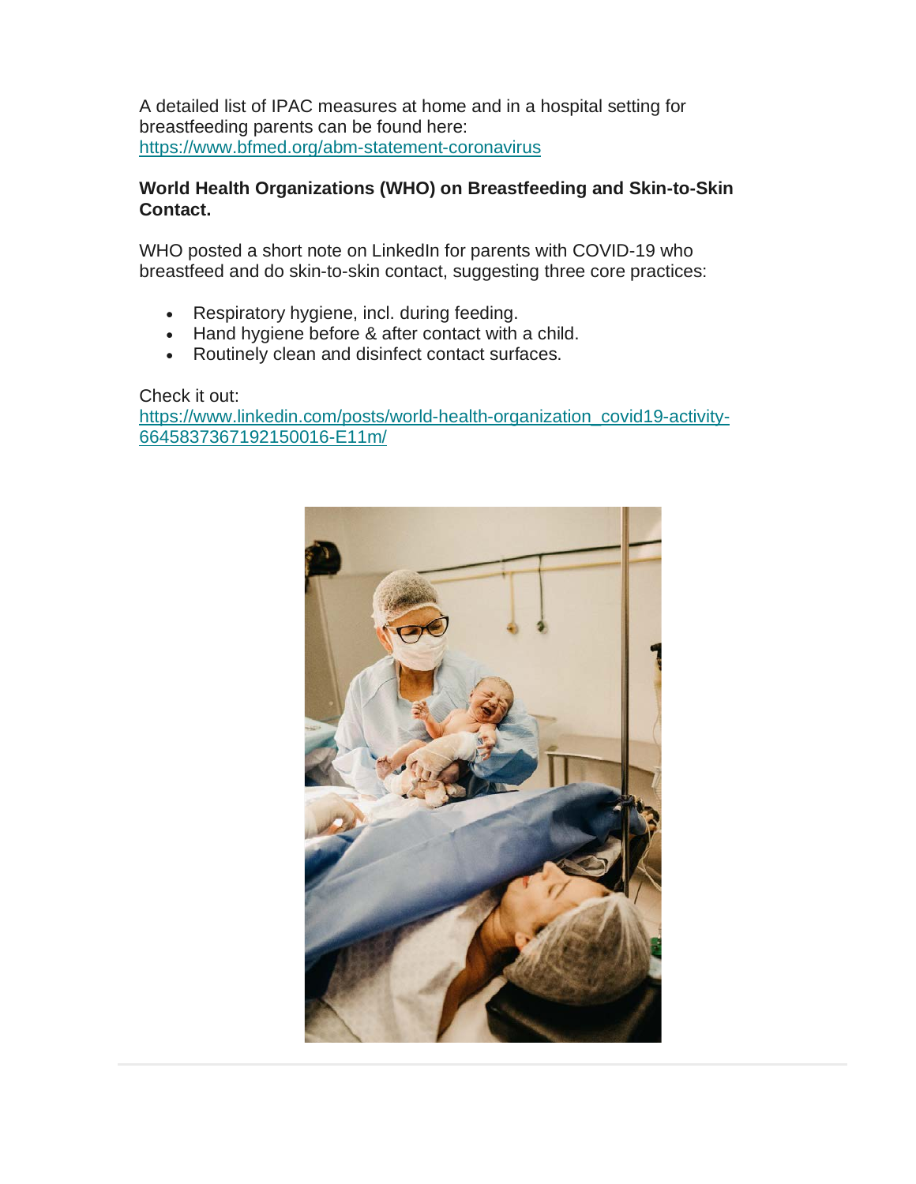A detailed list of IPAC measures at home and in a hospital setting for breastfeeding parents can be found here: https://www.bfmed.org/abm-statement-coronavirus

**World Health Organizations (WHO) on Breastfeeding and Skin-to-Skin Contact.**

WHO posted a short note on LinkedIn for parents with COVID-19 who breastfeed and do skin-to-skin contact, suggesting three core practices:

- Respiratory hygiene, incl. during feeding.
- Hand hygiene before & after contact with a child.
- Routinely clean and disinfect contact surfaces.

Check it out: https://www.linkedin.com/posts/world-health-organization_covid19-activity-6645837367192150016-E11m/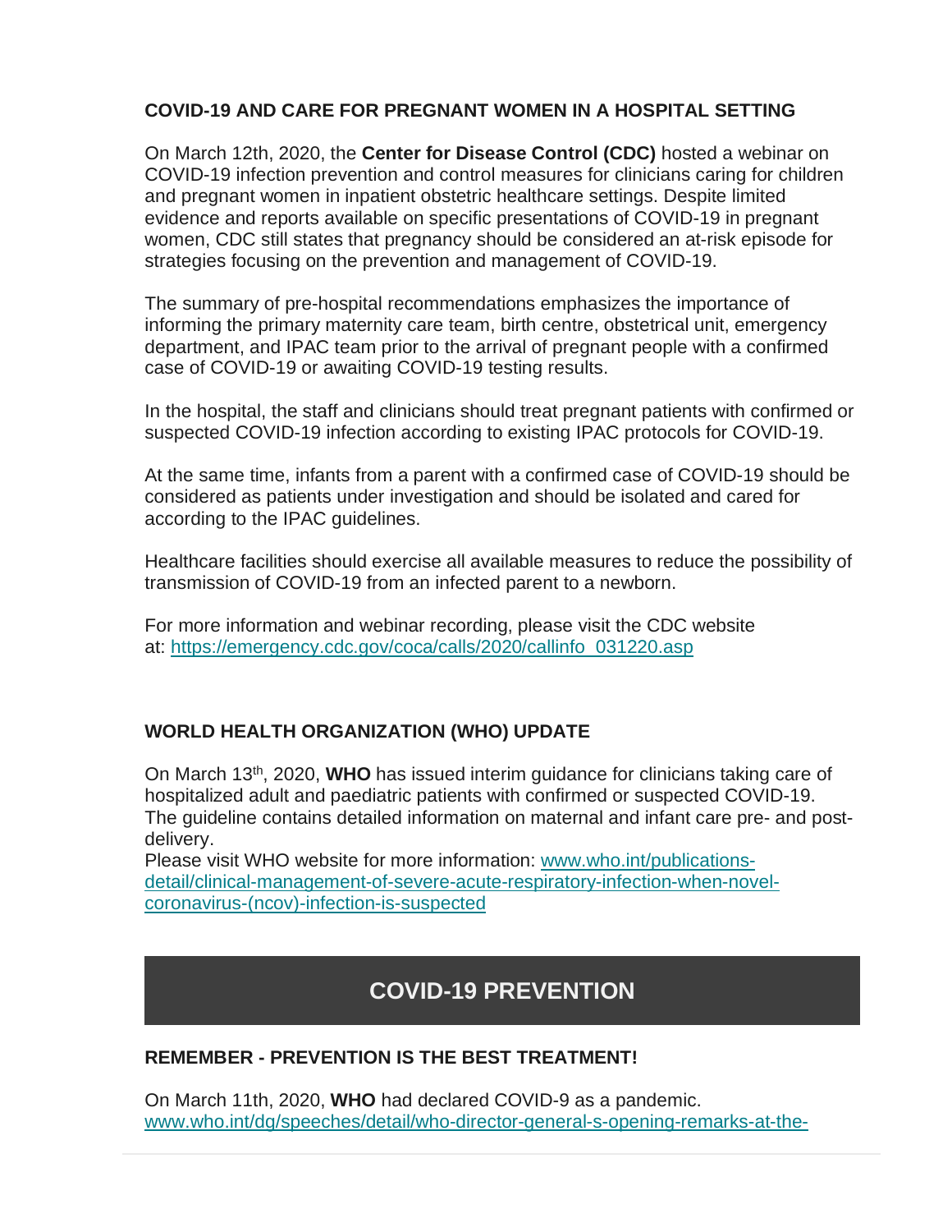**COVID-19 AND CARE FOR PREGNANT WOMEN IN A HOSPITAL SETTING**

On March 12th, 2020, the **Center for Disease Control (CDC)** hosted a webinar on COVID-19 infection prevention and control measures for clinicians caring for children and pregnant women in inpatient obstetric healthcare settings. Despite limited evidence and reports available on specific presentations of COVID-19 in pregnant women, CDC still states that pregnancy should be considered an at-risk episode for strategies focusing on the prevention and management of COVID-19.

The summary of pre-hospital recommendations emphasizes the importance of informing the primary maternity care team, birth centre, obstetrical unit, emergency department, and IPAC team prior to the arrival of pregnant people with a confirmed case of COVID-19 or awaiting COVID-19 testing results.

In the hospital, the staff and clinicians should treat pregnant patients with confirmed or suspected COVID-19 infection according to existing IPAC protocols for COVID-19.

At the same time, infants from a parent with a confirmed case of COVID-19 should be considered as patients under investigation and should be isolated and cared for according to the IPAC guidelines.

Healthcare facilities should exercise all available measures to reduce the possibility of transmission of COVID-19 from an infected parent to a newborn.

For more information and webinar recording, please visit the CDC website at: [https://emergency.cdc.gov/coca/calls/2020/callinfo_031220.asp](https://emergency.cdc.gov/coca/calls/2020/callinfo_031220.asp)

**WORLD HEALTH ORGANIZATION (WHO) UPDATE**

On March 13th, 2020, **WHO** has issued interim guidance for clinicians taking care of hospitalized adult and paediatric patients with confirmed or suspected COVID-19. The guideline contains detailed information on maternal and infant care pre- and post-delivery.
Please visit WHO website for more information: [www.who.int/publications-detail/clinical-management-of-severe-acute-respiratory-infection-when-novel-coronavirus-(ncov)-infection-is-suspected](www.who.int/publications-detail/clinical-management-of-severe-acute-respiratory-infection-when-novel-coronavirus-(ncov)-infection-is-suspected)

## COVID-19 PREVENTION

**REMEMBER - PREVENTION IS THE BEST TREATMENT!**

On March 11th, 2020, **WHO** had declared COVID-9 as a pandemic.
www.who.int/dg/speeches/detail/who-director-general-s-opening-remarks-at-the-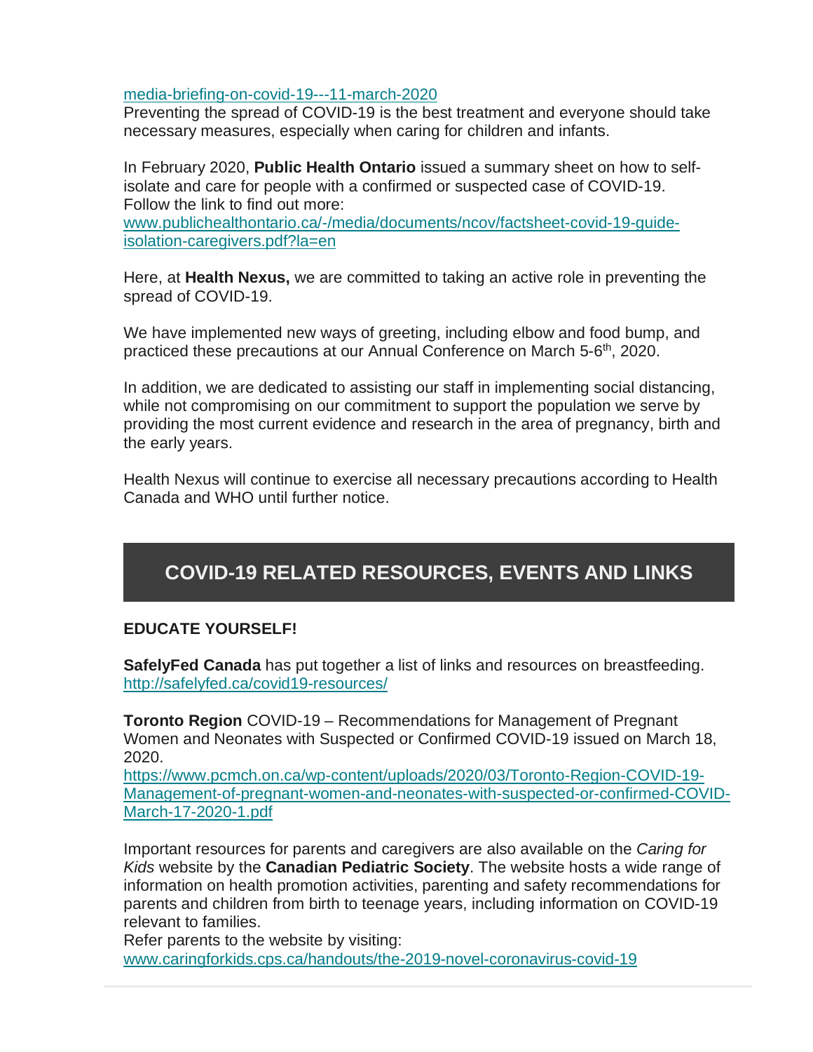media-briefing-on-covid-19---11-march-2020

Preventing the spread of COVID-19 is the best treatment and everyone should take necessary measures, especially when caring for children and infants.

In February 2020, **Public Health Ontario** issued a summary sheet on how to self-isolate and care for people with a confirmed or suspected case of COVID-19. Follow the link to find out more:
www.publichealthontario.ca/-/media/documents/ncov/factsheet-covid-19-guide-isolation-caregivers.pdf?la=en

Here, at **Health Nexus,** we are committed to taking an active role in preventing the spread of COVID-19.

We have implemented new ways of greeting, including elbow and food bump, and practiced these precautions at our Annual Conference on March 5-6th, 2020.

In addition, we are dedicated to assisting our staff in implementing social distancing, while not compromising on our commitment to support the population we serve by providing the most current evidence and research in the area of pregnancy, birth and the early years.

Health Nexus will continue to exercise all necessary precautions according to Health Canada and WHO until further notice.

## COVID-19 RELATED RESOURCES, EVENTS AND LINKS

**EDUCATE YOURSELF!**

**SafelyFed Canada** has put together a list of links and resources on breastfeeding.
http://safelyfed.ca/covid19-resources/

**Toronto Region** COVID-19 – Recommendations for Management of Pregnant Women and Neonates with Suspected or Confirmed COVID-19 issued on March 18, 2020.
https://www.pcmch.on.ca/wp-content/uploads/2020/03/Toronto-Region-COVID-19-Management-of-pregnant-women-and-neonates-with-suspected-or-confirmed-COVID-March-17-2020-1.pdf

Important resources for parents and caregivers are also available on the *Caring for Kids* website by the **Canadian Pediatric Society**. The website hosts a wide range of information on health promotion activities, parenting and safety recommendations for parents and children from birth to teenage years, including information on COVID-19 relevant to families.
Refer parents to the website by visiting:
www.caringforkids.cps.ca/handouts/the-2019-novel-coronavirus-covid-19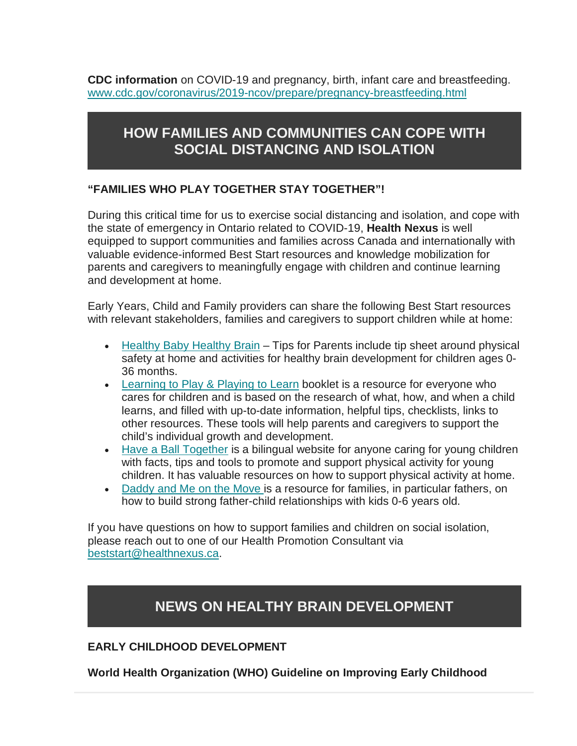**CDC information** on COVID-19 and pregnancy, birth, infant care and breastfeeding. [www.cdc.gov/coronavirus/2019-ncov/prepare/pregnancy-breastfeeding.html](www.cdc.gov/coronavirus/2019-ncov/prepare/pregnancy-breastfeeding.html)

## HOW FAMILIES AND COMMUNITIES CAN COPE WITH SOCIAL DISTANCING AND ISOLATION

### "FAMILIES WHO PLAY TOGETHER STAY TOGETHER"!

During this critical time for us to exercise social distancing and isolation, and cope with the state of emergency in Ontario related to COVID-19, **Health Nexus** is well equipped to support communities and families across Canada and internationally with valuable evidence-informed Best Start resources and knowledge mobilization for parents and caregivers to meaningfully engage with children and continue learning and development at home.

Early Years, Child and Family providers can share the following Best Start resources with relevant stakeholders, families and caregivers to support children while at home:

- Healthy Baby Healthy Brain – Tips for Parents include tip sheet around physical safety at home and activities for healthy brain development for children ages 0-36 months.
- Learning to Play & Playing to Learn booklet is a resource for everyone who cares for children and is based on the research of what, how, and when a child learns, and filled with up-to-date information, helpful tips, checklists, links to other resources. These tools will help parents and caregivers to support the child's individual growth and development.
- Have a Ball Together is a bilingual website for anyone caring for young children with facts, tips and tools to promote and support physical activity for young children. It has valuable resources on how to support physical activity at home.
- Daddy and Me on the Move is a resource for families, in particular fathers, on how to build strong father-child relationships with kids 0-6 years old.

If you have questions on how to support families and children on social isolation, please reach out to one of our Health Promotion Consultant via beststart@healthnexus.ca.

## NEWS ON HEALTHY BRAIN DEVELOPMENT

### EARLY CHILDHOOD DEVELOPMENT

**World Health Organization (WHO) Guideline on Improving Early Childhood**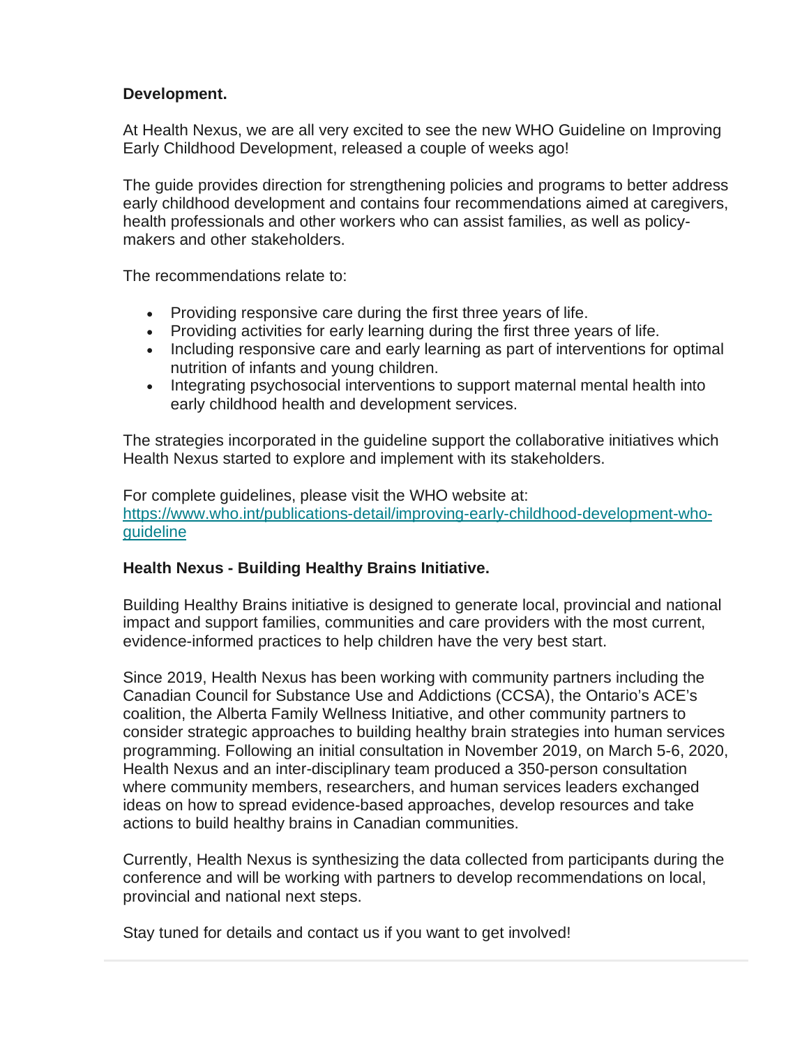**Development.**

At Health Nexus, we are all very excited to see the new WHO Guideline on Improving Early Childhood Development, released a couple of weeks ago!

The guide provides direction for strengthening policies and programs to better address early childhood development and contains four recommendations aimed at caregivers, health professionals and other workers who can assist families, as well as policy-makers and other stakeholders.

The recommendations relate to:

- Providing responsive care during the first three years of life.
- Providing activities for early learning during the first three years of life.
- Including responsive care and early learning as part of interventions for optimal nutrition of infants and young children.
- Integrating psychosocial interventions to support maternal mental health into early childhood health and development services.

The strategies incorporated in the guideline support the collaborative initiatives which Health Nexus started to explore and implement with its stakeholders.

For complete guidelines, please visit the WHO website at: [https://www.who.int/publications-detail/improving-early-childhood-development-who-guideline](https://www.who.int/publications-detail/improving-early-childhood-development-who-guideline)

**Health Nexus - Building Healthy Brains Initiative.**

Building Healthy Brains initiative is designed to generate local, provincial and national impact and support families, communities and care providers with the most current, evidence-informed practices to help children have the very best start.

Since 2019, Health Nexus has been working with community partners including the Canadian Council for Substance Use and Addictions (CCSA), the Ontario's ACE's coalition, the Alberta Family Wellness Initiative, and other community partners to consider strategic approaches to building healthy brain strategies into human services programming. Following an initial consultation in November 2019, on March 5-6, 2020, Health Nexus and an inter-disciplinary team produced a 350-person consultation where community members, researchers, and human services leaders exchanged ideas on how to spread evidence-based approaches, develop resources and take actions to build healthy brains in Canadian communities.

Currently, Health Nexus is synthesizing the data collected from participants during the conference and will be working with partners to develop recommendations on local, provincial and national next steps.

Stay tuned for details and contact us if you want to get involved!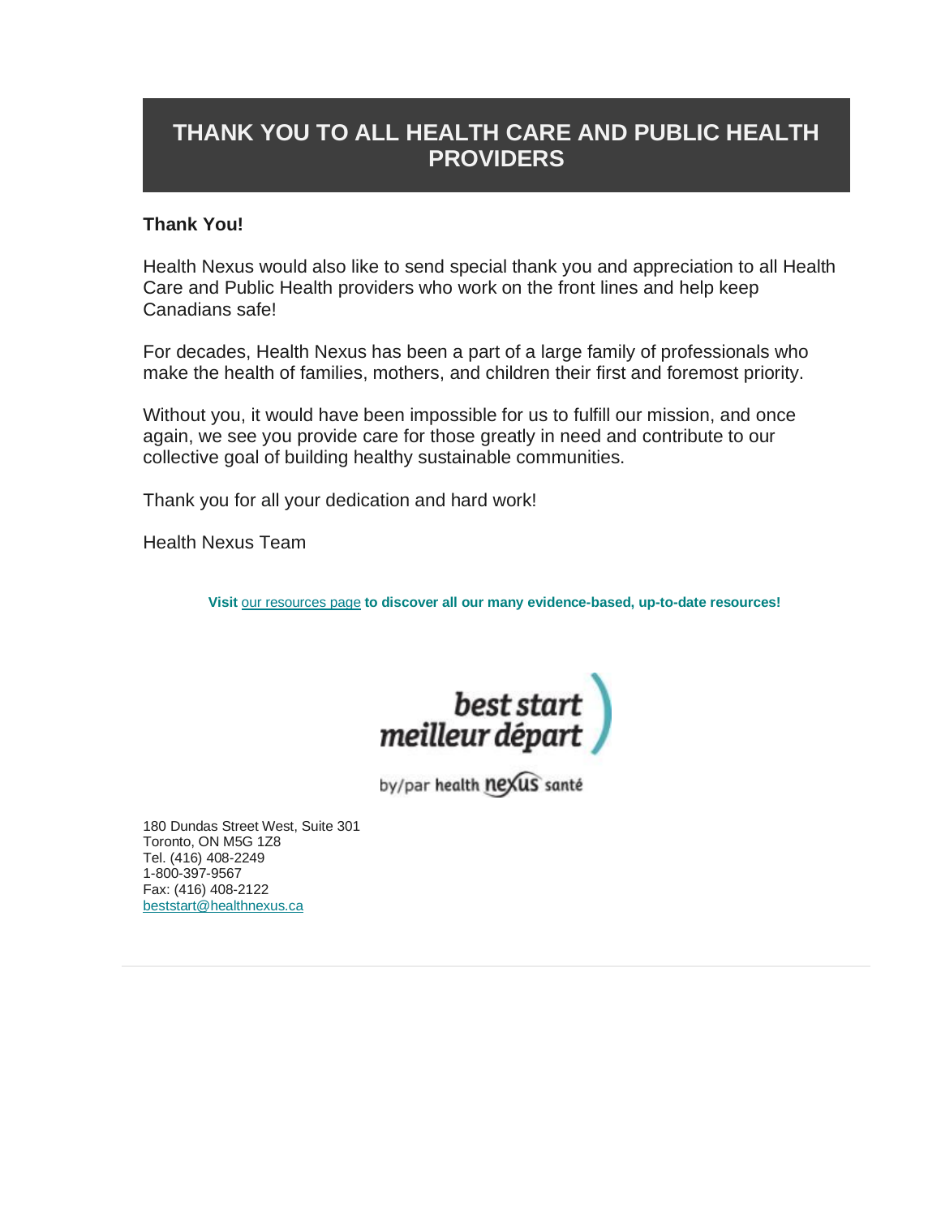## THANK YOU TO ALL HEALTH CARE AND PUBLIC HEALTH PROVIDERS

**Thank You!**

Health Nexus would also like to send special thank you and appreciation to all Health Care and Public Health providers who work on the front lines and help keep Canadians safe!

For decades, Health Nexus has been a part of a large family of professionals who make the health of families, mothers, and children their first and foremost priority.

Without you, it would have been impossible for us to fulfill our mission, and once again, we see you provide care for those greatly in need and contribute to our collective goal of building healthy sustainable communities.

Thank you for all your dedication and hard work!

Health Nexus Team

**Visit** our resources page **to discover all our many evidence-based, up-to-date resources!**

best start
meilleur départ
by/par health nexus santé

180 Dundas Street West, Suite 301
Toronto, ON M5G 1Z8
Tel. (416) 408-2249
1-800-397-9567
Fax: (416) 408-2122
beststart@healthnexus.ca